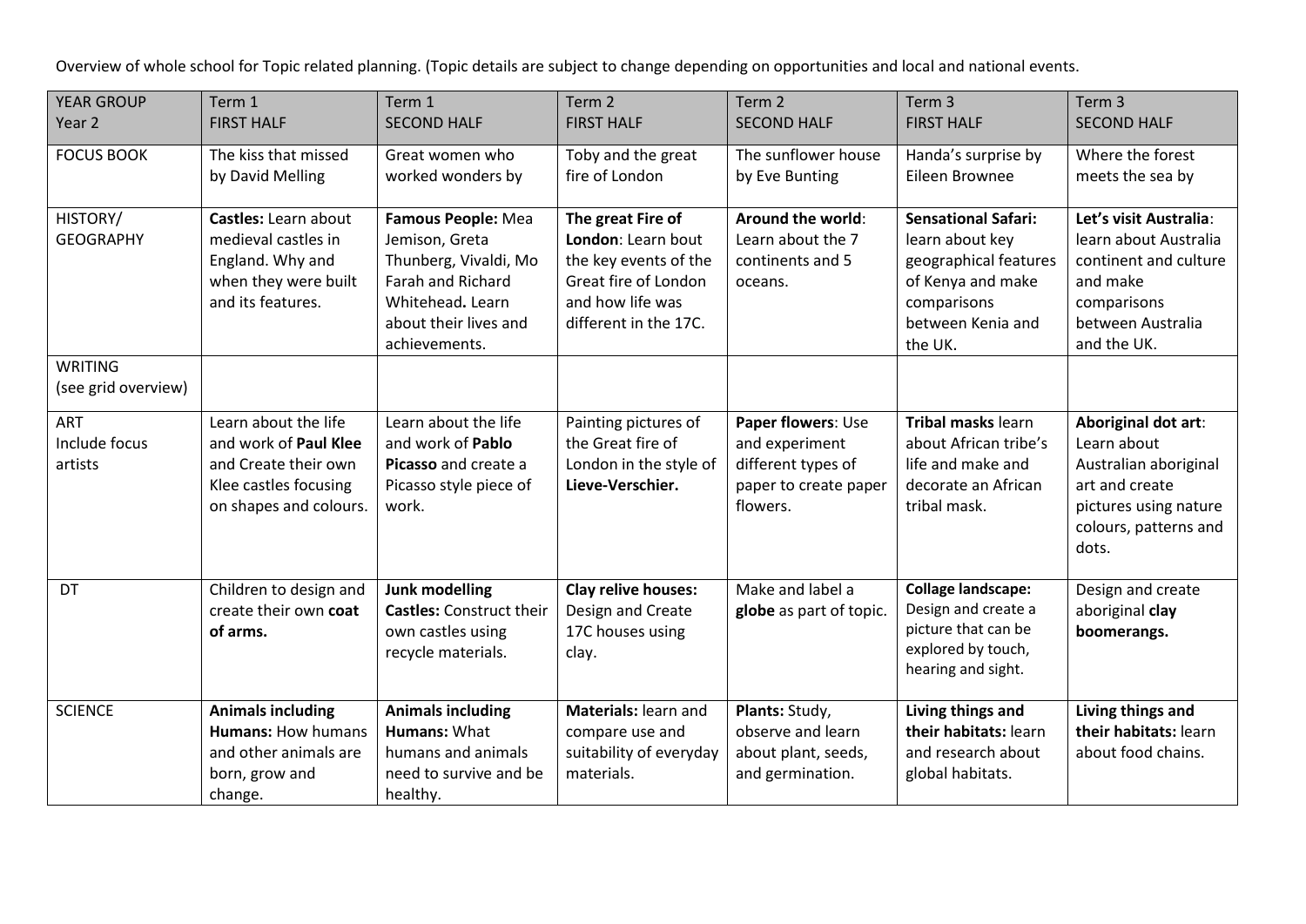Overview of whole school for Topic related planning. (Topic details are subject to change depending on opportunities and local and national events.

| YEAR GROUP Year 2 | Term 1 FIRST HALF | Term 1 SECOND HALF | Term 2 FIRST HALF | Term 2 SECOND HALF | Term 3 FIRST HALF | Term 3 SECOND HALF |
|---|---|---|---|---|---|---|
| FOCUS BOOK | The kiss that missed by David Melling | Great women who worked wonders by | Toby and the great fire of London | The sunflower house by Eve Bunting | Handa's surprise by Eileen Brownee | Where the forest meets the sea by |
| HISTORY/ GEOGRAPHY | **Castles:** Learn about medieval castles in England. Why and when they were built and its features. | **Famous People:** Mea Jemison, Greta Thunberg, Vivaldi, Mo Farah and Richard Whitehead**.** Learn about their lives and achievements. | **The great Fire of London**: Learn bout the key events of the Great fire of London and how life was different in the 17C. | **Around the world**: Learn about the 7 continents and 5 oceans. | **Sensational Safari:** learn about key geographical features of Kenya and make comparisons between Kenia and the UK. | **Let's visit Australia**: learn about Australia continent and culture and make comparisons between Australia and the UK. |
| WRITING (see grid overview) | | | | | | |
| ART Include focus artists | Learn about the life and work of **Paul Klee** and Create their own Klee castles focusing on shapes and colours. | Learn about the life and work of **Pablo Picasso** and create a Picasso style piece of work. | Painting pictures of the Great fire of London in the style of **Lieve-Verschier.** | **Paper flowers**: Use and experiment different types of paper to create paper flowers. | **Tribal masks** learn about African tribe's life and make and decorate an African tribal mask. | **Aboriginal dot art**: Learn about Australian aboriginal art and create pictures using nature colours, patterns and dots. |
| DT | Children to design and create their own **coat of arms.** | **Junk modelling Castles:** Construct their own castles using recycle materials. | **Clay relive houses:** Design and Create 17C houses using clay. | Make and label a **globe** as part of topic. | **Collage landscape:** Design and create a picture that can be explored by touch, hearing and sight. | Design and create aboriginal **clay boomerangs.** |
| SCIENCE | **Animals including Humans:** How humans and other animals are born, grow and change. | **Animals including Humans:** What humans and animals need to survive and be healthy. | **Materials:** learn and compare use and suitability of everyday materials. | **Plants:** Study, observe and learn about plant, seeds, and germination. | **Living things and their habitats:** learn and research about global habitats. | **Living things and their habitats:** learn about food chains. |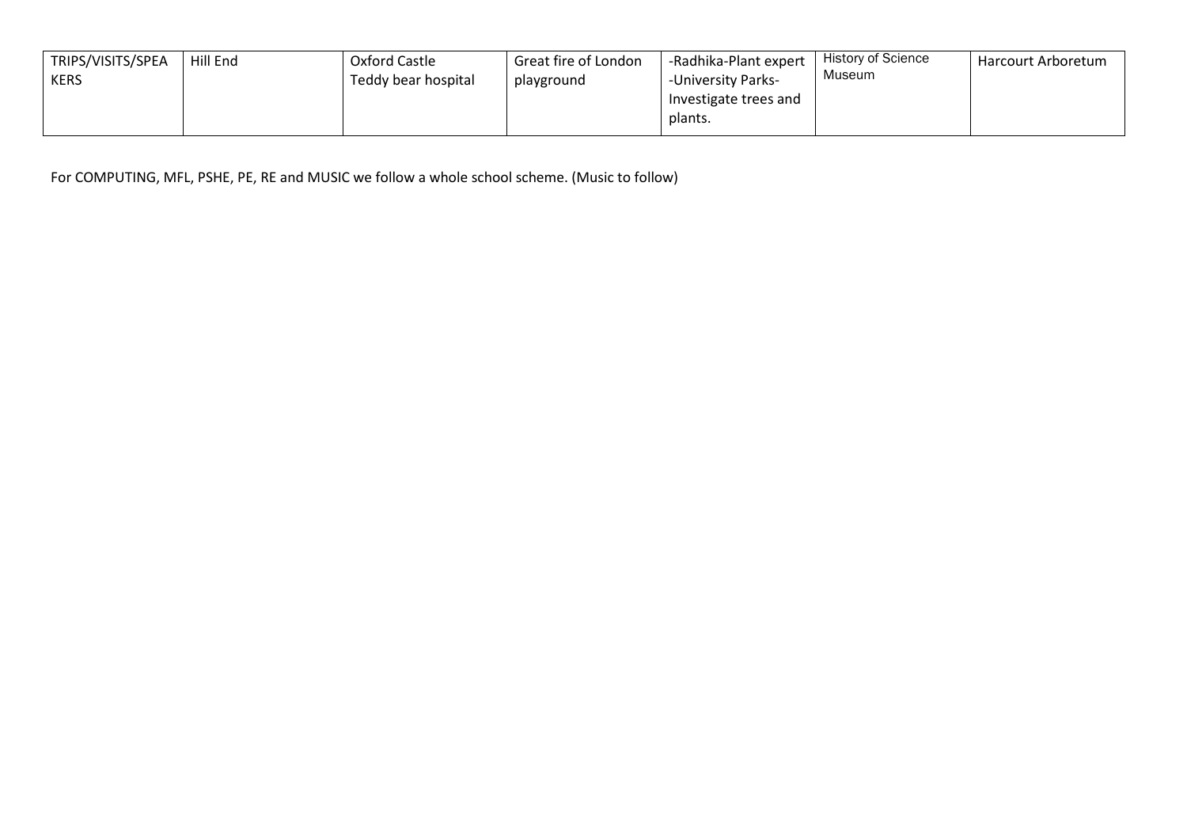| | | | | | | |
|---|---|---|---|---|---|---|
| TRIPS/VISITS/SPEAKERS | Hill End | Oxford Castle<br>Teddy bear hospital | Great fire of London playground | -Radhika-Plant expert<br>-University Parks-Investigate trees and plants. | History of Science Museum | Harcourt Arboretum |

For COMPUTING, MFL, PSHE, PE, RE and MUSIC we follow a whole school scheme. (Music to follow)